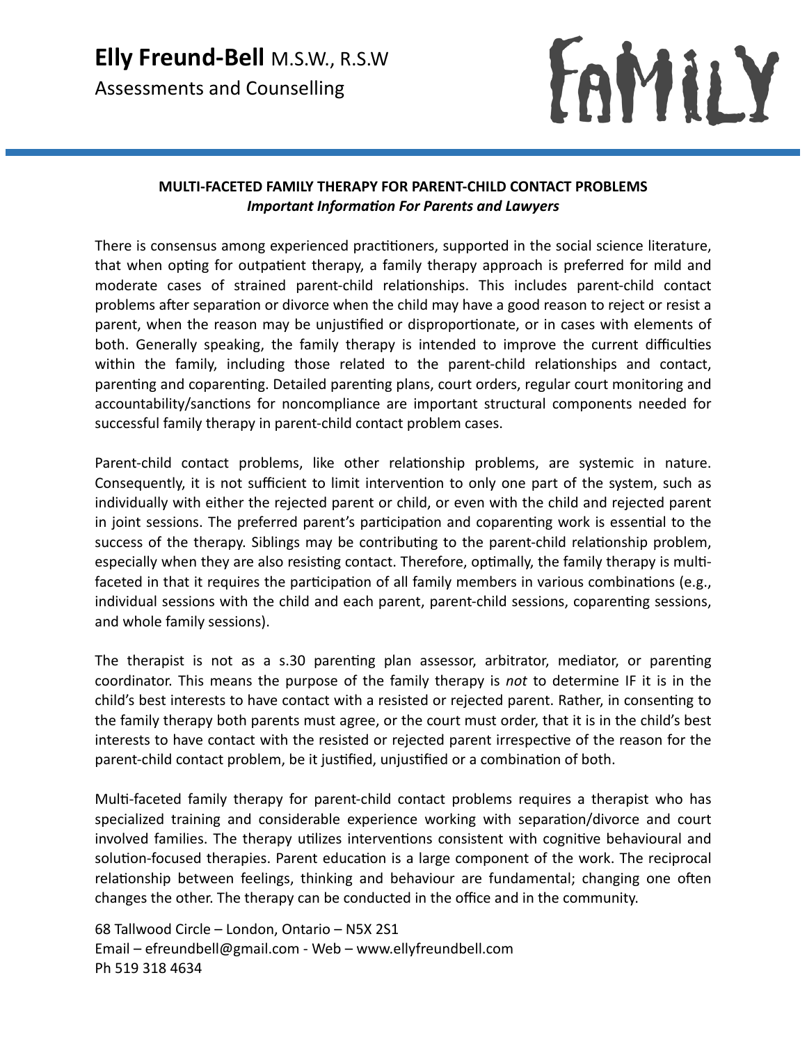# **Elly Freund-Bell** M.S.W., R.S.W

Assessments and Counselling

FAMILY

## MULTI-FACETED FAMILY THERAPY FOR PARENT-CHILD CONTACT PROBLEMS

***Important Information For Parents and Lawyers***

There is consensus among experienced practitioners, supported in the social science literature, that when opting for outpatient therapy, a family therapy approach is preferred for mild and moderate cases of strained parent-child relationships. This includes parent-child contact problems after separation or divorce when the child may have a good reason to reject or resist a parent, when the reason may be unjustified or disproportionate, or in cases with elements of both. Generally speaking, the family therapy is intended to improve the current difficulties within the family, including those related to the parent-child relationships and contact, parenting and coparenting. Detailed parenting plans, court orders, regular court monitoring and accountability/sanctions for noncompliance are important structural components needed for successful family therapy in parent-child contact problem cases.

Parent-child contact problems, like other relationship problems, are systemic in nature. Consequently, it is not sufficient to limit intervention to only one part of the system, such as individually with either the rejected parent or child, or even with the child and rejected parent in joint sessions. The preferred parent's participation and coparenting work is essential to the success of the therapy. Siblings may be contributing to the parent-child relationship problem, especially when they are also resisting contact. Therefore, optimally, the family therapy is multi-faceted in that it requires the participation of all family members in various combinations (e.g., individual sessions with the child and each parent, parent-child sessions, coparenting sessions, and whole family sessions).

The therapist is not as a s.30 parenting plan assessor, arbitrator, mediator, or parenting coordinator. This means the purpose of the family therapy is *not* to determine IF it is in the child's best interests to have contact with a resisted or rejected parent. Rather, in consenting to the family therapy both parents must agree, or the court must order, that it is in the child's best interests to have contact with the resisted or rejected parent irrespective of the reason for the parent-child contact problem, be it justified, unjustified or a combination of both.

Multi-faceted family therapy for parent-child contact problems requires a therapist who has specialized training and considerable experience working with separation/divorce and court involved families. The therapy utilizes interventions consistent with cognitive behavioural and solution-focused therapies. Parent education is a large component of the work. The reciprocal relationship between feelings, thinking and behaviour are fundamental; changing one often changes the other. The therapy can be conducted in the office and in the community.

68 Tallwood Circle – London, Ontario – N5X 2S1
Email – efreundbell@gmail.com - Web – www.ellyfreundbell.com
Ph 519 318 4634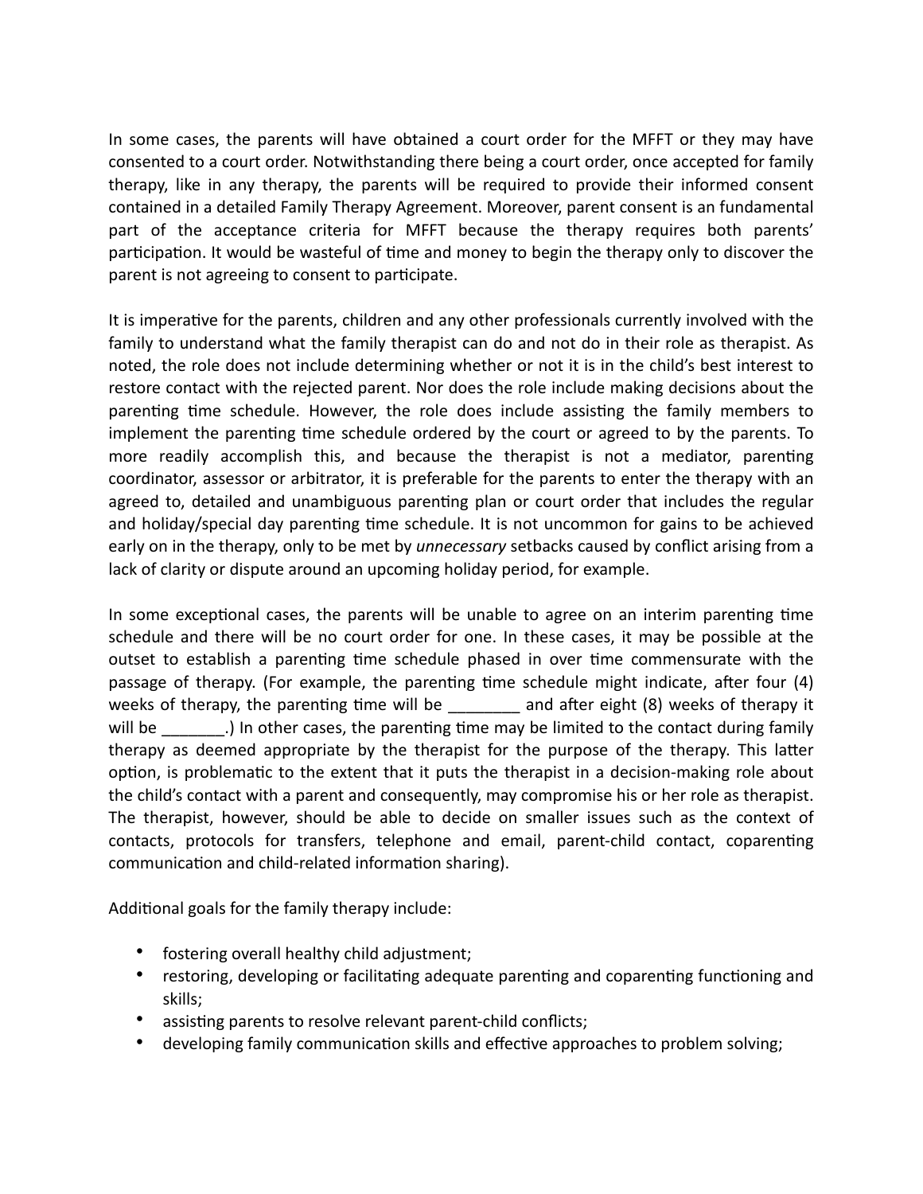In some cases, the parents will have obtained a court order for the MFFT or they may have consented to a court order. Notwithstanding there being a court order, once accepted for family therapy, like in any therapy, the parents will be required to provide their informed consent contained in a detailed Family Therapy Agreement. Moreover, parent consent is an fundamental part of the acceptance criteria for MFFT because the therapy requires both parents' participation. It would be wasteful of time and money to begin the therapy only to discover the parent is not agreeing to consent to participate.

It is imperative for the parents, children and any other professionals currently involved with the family to understand what the family therapist can do and not do in their role as therapist. As noted, the role does not include determining whether or not it is in the child's best interest to restore contact with the rejected parent. Nor does the role include making decisions about the parenting time schedule. However, the role does include assisting the family members to implement the parenting time schedule ordered by the court or agreed to by the parents. To more readily accomplish this, and because the therapist is not a mediator, parenting coordinator, assessor or arbitrator, it is preferable for the parents to enter the therapy with an agreed to, detailed and unambiguous parenting plan or court order that includes the regular and holiday/special day parenting time schedule. It is not uncommon for gains to be achieved early on in the therapy, only to be met by *unnecessary* setbacks caused by conflict arising from a lack of clarity or dispute around an upcoming holiday period, for example.

In some exceptional cases, the parents will be unable to agree on an interim parenting time schedule and there will be no court order for one. In these cases, it may be possible at the outset to establish a parenting time schedule phased in over time commensurate with the passage of therapy. (For example, the parenting time schedule might indicate, after four (4) weeks of therapy, the parenting time will be ________ and after eight (8) weeks of therapy it will be _______.) In other cases, the parenting time may be limited to the contact during family therapy as deemed appropriate by the therapist for the purpose of the therapy. This latter option, is problematic to the extent that it puts the therapist in a decision-making role about the child's contact with a parent and consequently, may compromise his or her role as therapist. The therapist, however, should be able to decide on smaller issues such as the context of contacts, protocols for transfers, telephone and email, parent-child contact, coparenting communication and child-related information sharing).

Additional goals for the family therapy include:

- fostering overall healthy child adjustment;
- restoring, developing or facilitating adequate parenting and coparenting functioning and skills;
- assisting parents to resolve relevant parent-child conflicts;
- developing family communication skills and effective approaches to problem solving;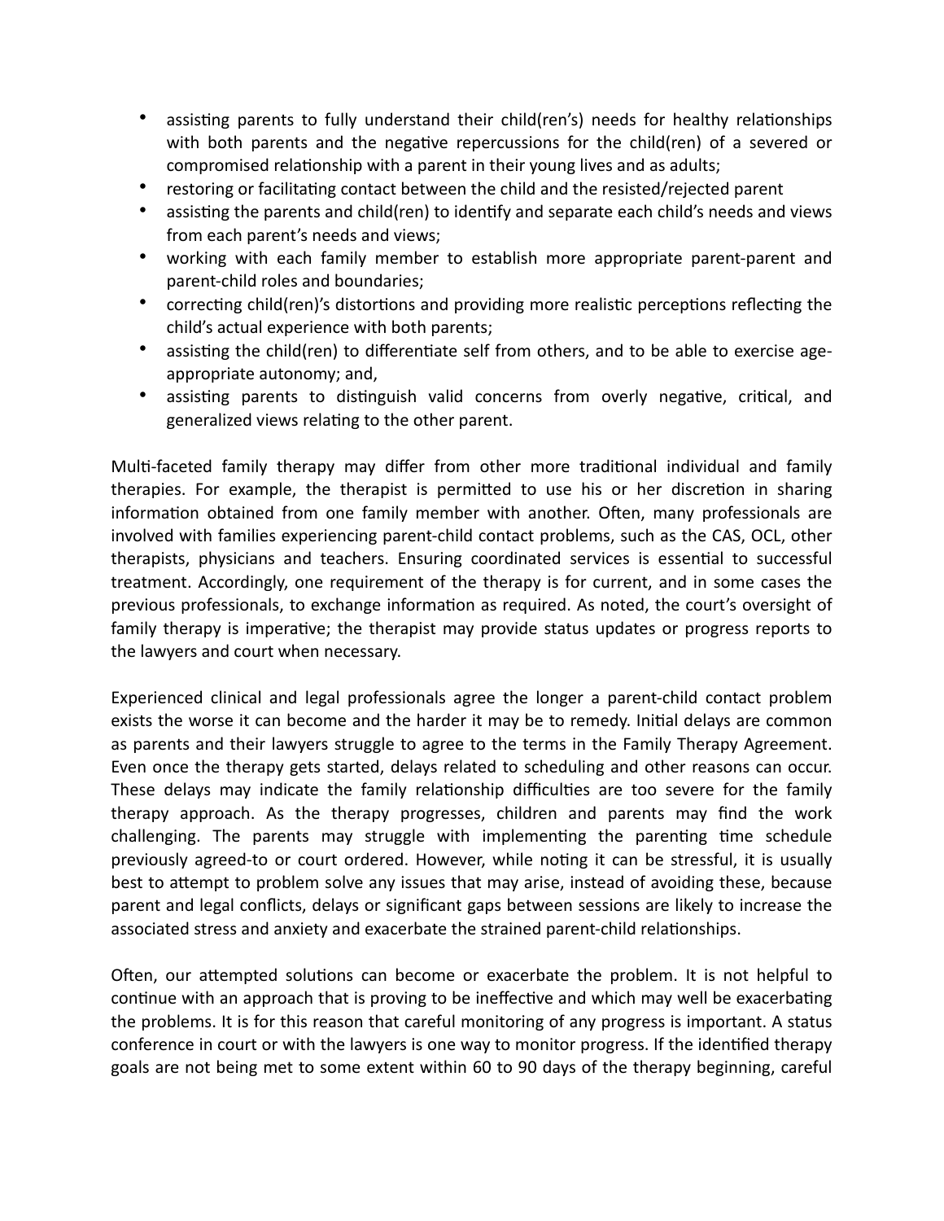- assisting parents to fully understand their child(ren's) needs for healthy relationships with both parents and the negative repercussions for the child(ren) of a severed or compromised relationship with a parent in their young lives and as adults;
- restoring or facilitating contact between the child and the resisted/rejected parent
- assisting the parents and child(ren) to identify and separate each child's needs and views from each parent's needs and views;
- working with each family member to establish more appropriate parent-parent and parent-child roles and boundaries;
- correcting child(ren)'s distortions and providing more realistic perceptions reflecting the child's actual experience with both parents;
- assisting the child(ren) to differentiate self from others, and to be able to exercise age-appropriate autonomy; and,
- assisting parents to distinguish valid concerns from overly negative, critical, and generalized views relating to the other parent.

Multi-faceted family therapy may differ from other more traditional individual and family therapies. For example, the therapist is permitted to use his or her discretion in sharing information obtained from one family member with another. Often, many professionals are involved with families experiencing parent-child contact problems, such as the CAS, OCL, other therapists, physicians and teachers. Ensuring coordinated services is essential to successful treatment. Accordingly, one requirement of the therapy is for current, and in some cases the previous professionals, to exchange information as required. As noted, the court's oversight of family therapy is imperative; the therapist may provide status updates or progress reports to the lawyers and court when necessary.

Experienced clinical and legal professionals agree the longer a parent-child contact problem exists the worse it can become and the harder it may be to remedy. Initial delays are common as parents and their lawyers struggle to agree to the terms in the Family Therapy Agreement. Even once the therapy gets started, delays related to scheduling and other reasons can occur. These delays may indicate the family relationship difficulties are too severe for the family therapy approach. As the therapy progresses, children and parents may find the work challenging. The parents may struggle with implementing the parenting time schedule previously agreed-to or court ordered. However, while noting it can be stressful, it is usually best to attempt to problem solve any issues that may arise, instead of avoiding these, because parent and legal conflicts, delays or significant gaps between sessions are likely to increase the associated stress and anxiety and exacerbate the strained parent-child relationships.

Often, our attempted solutions can become or exacerbate the problem. It is not helpful to continue with an approach that is proving to be ineffective and which may well be exacerbating the problems. It is for this reason that careful monitoring of any progress is important. A status conference in court or with the lawyers is one way to monitor progress. If the identified therapy goals are not being met to some extent within 60 to 90 days of the therapy beginning, careful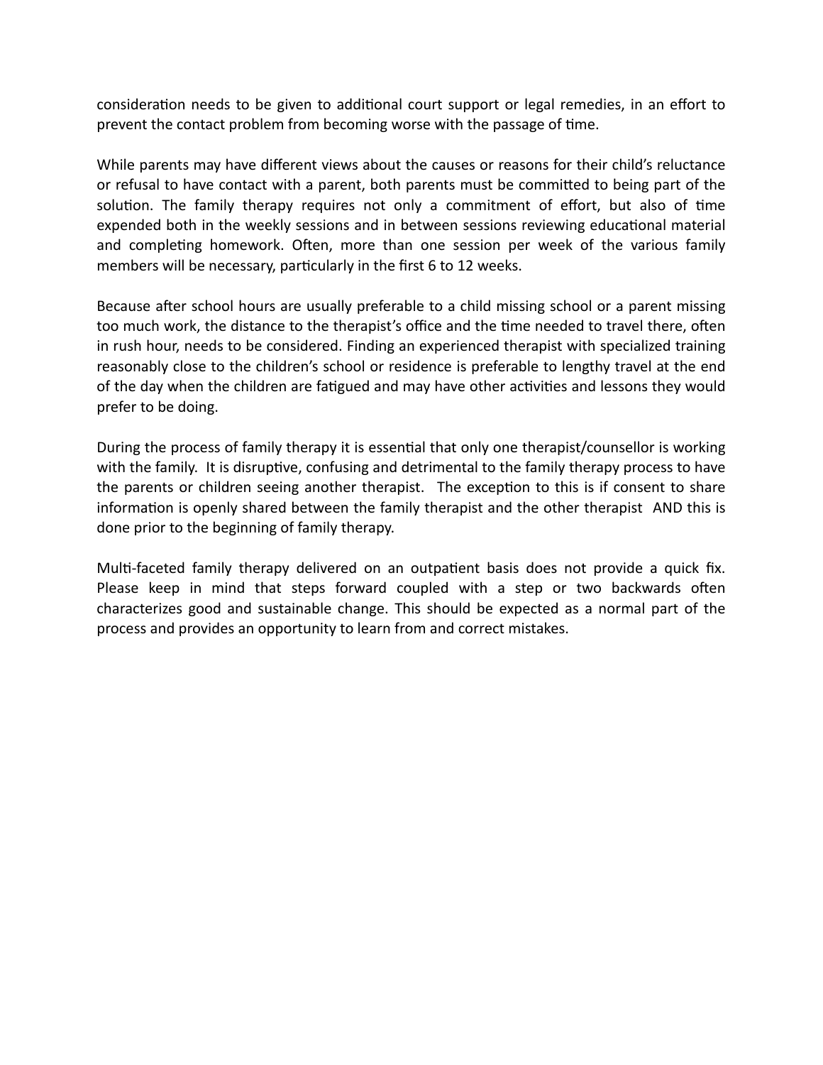consideration needs to be given to additional court support or legal remedies, in an effort to prevent the contact problem from becoming worse with the passage of time.

While parents may have different views about the causes or reasons for their child's reluctance or refusal to have contact with a parent, both parents must be committed to being part of the solution. The family therapy requires not only a commitment of effort, but also of time expended both in the weekly sessions and in between sessions reviewing educational material and completing homework. Often, more than one session per week of the various family members will be necessary, particularly in the first 6 to 12 weeks.

Because after school hours are usually preferable to a child missing school or a parent missing too much work, the distance to the therapist's office and the time needed to travel there, often in rush hour, needs to be considered. Finding an experienced therapist with specialized training reasonably close to the children's school or residence is preferable to lengthy travel at the end of the day when the children are fatigued and may have other activities and lessons they would prefer to be doing.

During the process of family therapy it is essential that only one therapist/counsellor is working with the family. It is disruptive, confusing and detrimental to the family therapy process to have the parents or children seeing another therapist. The exception to this is if consent to share information is openly shared between the family therapist and the other therapist AND this is done prior to the beginning of family therapy.

Multi-faceted family therapy delivered on an outpatient basis does not provide a quick fix. Please keep in mind that steps forward coupled with a step or two backwards often characterizes good and sustainable change. This should be expected as a normal part of the process and provides an opportunity to learn from and correct mistakes.